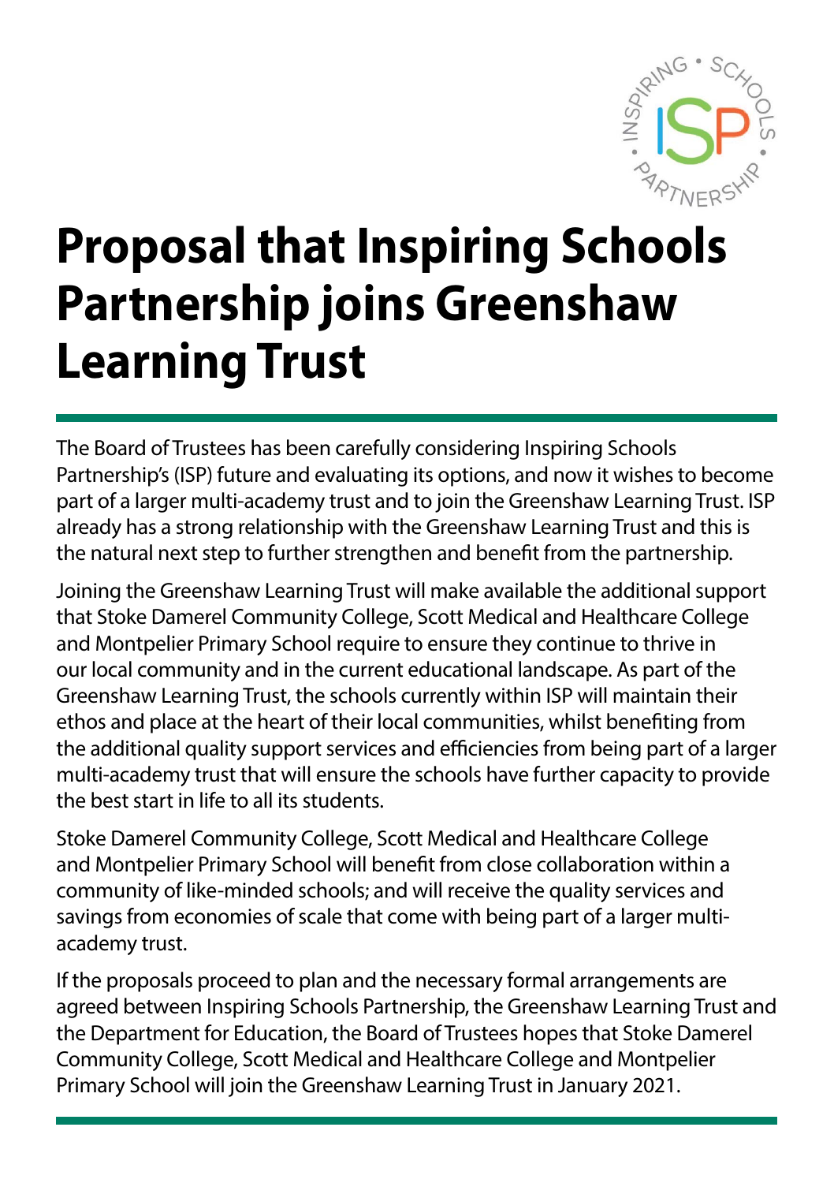# Proposal that Inspiring Schools Partnership joins Greenshaw Learning Trust

The Board of Trustees has been carefully considering Inspiring Schools Partnership's (ISP) future and evaluating its options, and now it wishes to become part of a larger multi-academy trust and to join the Greenshaw Learning Trust. ISP already has a strong relationship with the Greenshaw Learning Trust and this is the natural next step to further strengthen and benefit from the partnership.

Joining the Greenshaw Learning Trust will make available the additional support that Stoke Damerel Community College, Scott Medical and Healthcare College and Montpelier Primary School require to ensure they continue to thrive in our local community and in the current educational landscape. As part of the Greenshaw Learning Trust, the schools currently within ISP will maintain their ethos and place at the heart of their local communities, whilst benefiting from the additional quality support services and efficiencies from being part of a larger multi-academy trust that will ensure the schools have further capacity to provide the best start in life to all its students.

Stoke Damerel Community College, Scott Medical and Healthcare College and Montpelier Primary School will benefit from close collaboration within a community of like-minded schools; and will receive the quality services and savings from economies of scale that come with being part of a larger multi-academy trust.

If the proposals proceed to plan and the necessary formal arrangements are agreed between Inspiring Schools Partnership, the Greenshaw Learning Trust and the Department for Education, the Board of Trustees hopes that Stoke Damerel Community College, Scott Medical and Healthcare College and Montpelier Primary School will join the Greenshaw Learning Trust in January 2021.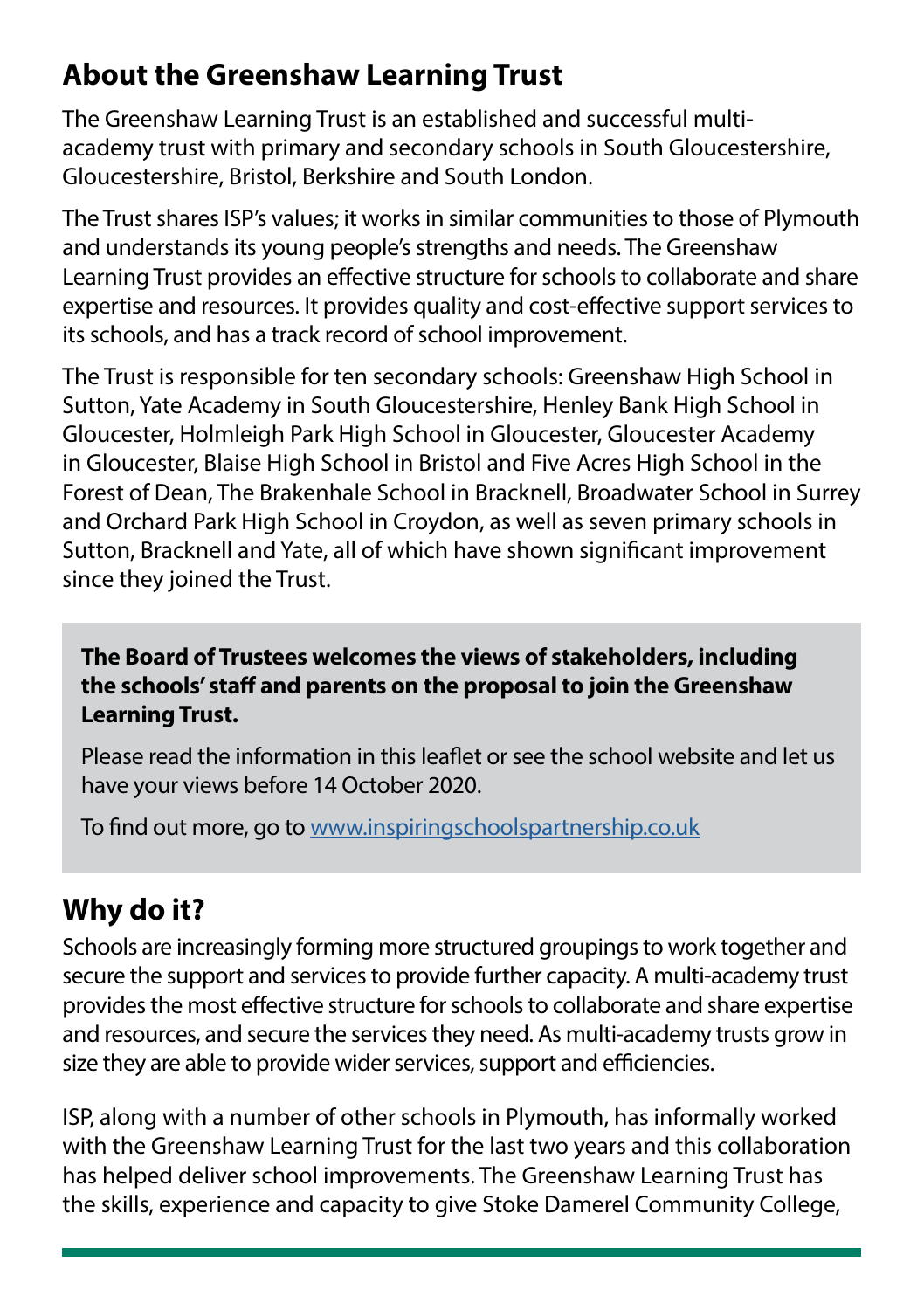## About the Greenshaw Learning Trust

The Greenshaw Learning Trust is an established and successful multi-academy trust with primary and secondary schools in South Gloucestershire, Gloucestershire, Bristol, Berkshire and South London.

The Trust shares ISP's values; it works in similar communities to those of Plymouth and understands its young people's strengths and needs. The Greenshaw Learning Trust provides an effective structure for schools to collaborate and share expertise and resources. It provides quality and cost-effective support services to its schools, and has a track record of school improvement.

The Trust is responsible for ten secondary schools: Greenshaw High School in Sutton, Yate Academy in South Gloucestershire, Henley Bank High School in Gloucester, Holmleigh Park High School in Gloucester, Gloucester Academy in Gloucester, Blaise High School in Bristol and Five Acres High School in the Forest of Dean, The Brakenhale School in Bracknell, Broadwater School in Surrey and Orchard Park High School in Croydon, as well as seven primary schools in Sutton, Bracknell and Yate, all of which have shown significant improvement since they joined the Trust.

**The Board of Trustees welcomes the views of stakeholders, including the schools' staff and parents on the proposal to join the Greenshaw Learning Trust.**

Please read the information in this leaflet or see the school website and let us have your views before 14 October 2020.

To find out more, go to [www.inspiringschoolspartnership.co.uk](http://www.inspiringschoolspartnership.co.uk)

## Why do it?

Schools are increasingly forming more structured groupings to work together and secure the support and services to provide further capacity. A multi-academy trust provides the most effective structure for schools to collaborate and share expertise and resources, and secure the services they need. As multi-academy trusts grow in size they are able to provide wider services, support and efficiencies.

ISP, along with a number of other schools in Plymouth, has informally worked with the Greenshaw Learning Trust for the last two years and this collaboration has helped deliver school improvements. The Greenshaw Learning Trust has the skills, experience and capacity to give Stoke Damerel Community College,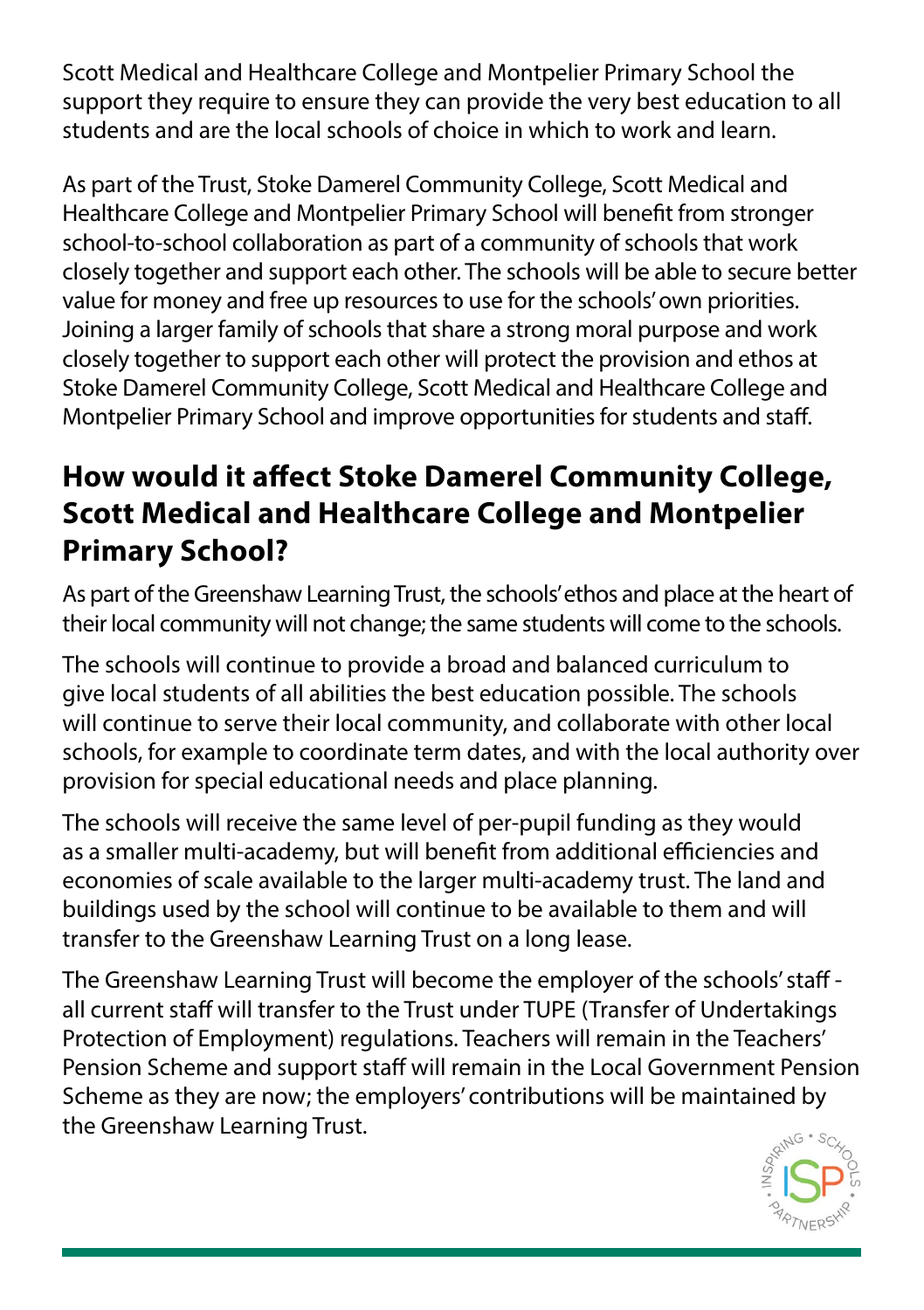Scott Medical and Healthcare College and Montpelier Primary School the support they require to ensure they can provide the very best education to all students and are the local schools of choice in which to work and learn.

As part of the Trust, Stoke Damerel Community College, Scott Medical and Healthcare College and Montpelier Primary School will benefit from stronger school-to-school collaboration as part of a community of schools that work closely together and support each other. The schools will be able to secure better value for money and free up resources to use for the schools' own priorities. Joining a larger family of schools that share a strong moral purpose and work closely together to support each other will protect the provision and ethos at Stoke Damerel Community College, Scott Medical and Healthcare College and Montpelier Primary School and improve opportunities for students and staff.

## How would it affect Stoke Damerel Community College, Scott Medical and Healthcare College and Montpelier Primary School?

As part of the Greenshaw Learning Trust, the schools' ethos and place at the heart of their local community will not change; the same students will come to the schools.

The schools will continue to provide a broad and balanced curriculum to give local students of all abilities the best education possible. The schools will continue to serve their local community, and collaborate with other local schools, for example to coordinate term dates, and with the local authority over provision for special educational needs and place planning.

The schools will receive the same level of per-pupil funding as they would as a smaller multi-academy, but will benefit from additional efficiencies and economies of scale available to the larger multi-academy trust. The land and buildings used by the school will continue to be available to them and will transfer to the Greenshaw Learning Trust on a long lease.

The Greenshaw Learning Trust will become the employer of the schools' staff - all current staff will transfer to the Trust under TUPE (Transfer of Undertakings Protection of Employment) regulations. Teachers will remain in the Teachers' Pension Scheme and support staff will remain in the Local Government Pension Scheme as they are now; the employers' contributions will be maintained by the Greenshaw Learning Trust.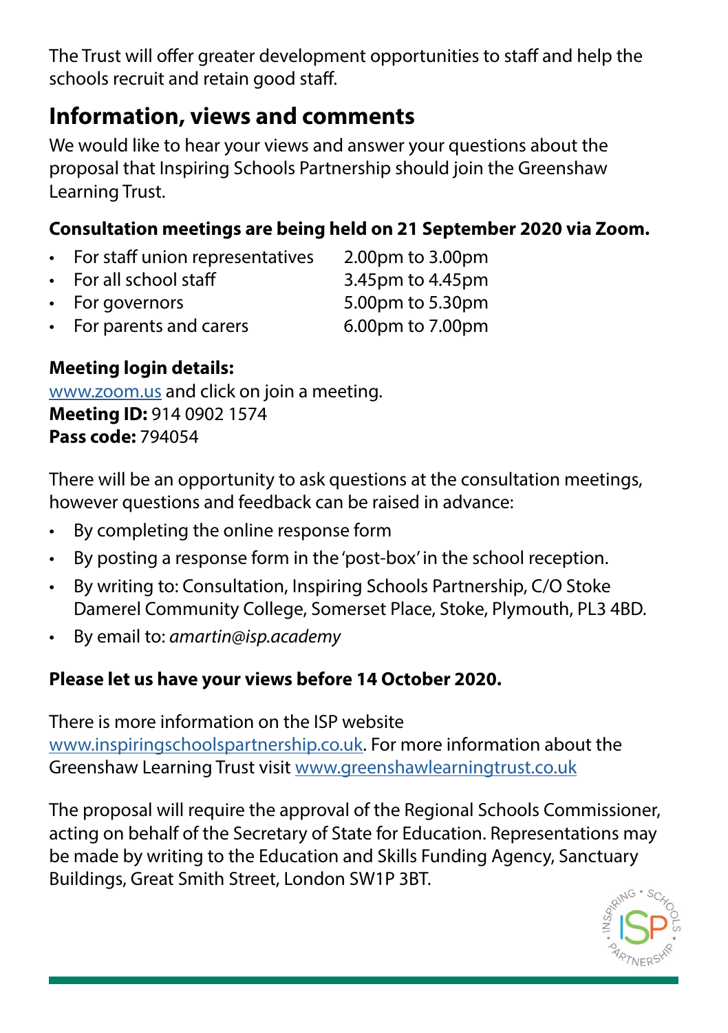The Trust will offer greater development opportunities to staff and help the schools recruit and retain good staff.

## Information, views and comments

We would like to hear your views and answer your questions about the proposal that Inspiring Schools Partnership should join the Greenshaw Learning Trust.

**Consultation meetings are being held on 21 September 2020 via Zoom.**

- For staff union representatives 2.00pm to 3.00pm
- For all school staff 3.45pm to 4.45pm
- For governors 5.00pm to 5.30pm
- For parents and carers 6.00pm to 7.00pm

**Meeting login details:**
www.zoom.us and click on join a meeting.
**Meeting ID:** 914 0902 1574
**Pass code:** 794054

There will be an opportunity to ask questions at the consultation meetings, however questions and feedback can be raised in advance:

- By completing the online response form
- By posting a response form in the 'post-box' in the school reception.
- By writing to: Consultation, Inspiring Schools Partnership, C/O Stoke Damerel Community College, Somerset Place, Stoke, Plymouth, PL3 4BD.
- By email to: *amartin@isp.academy*

**Please let us have your views before 14 October 2020.**

There is more information on the ISP website www.inspiringschoolspartnership.co.uk. For more information about the Greenshaw Learning Trust visit www.greenshawlearningtrust.co.uk

The proposal will require the approval of the Regional Schools Commissioner, acting on behalf of the Secretary of State for Education. Representations may be made by writing to the Education and Skills Funding Agency, Sanctuary Buildings, Great Smith Street, London SW1P 3BT.